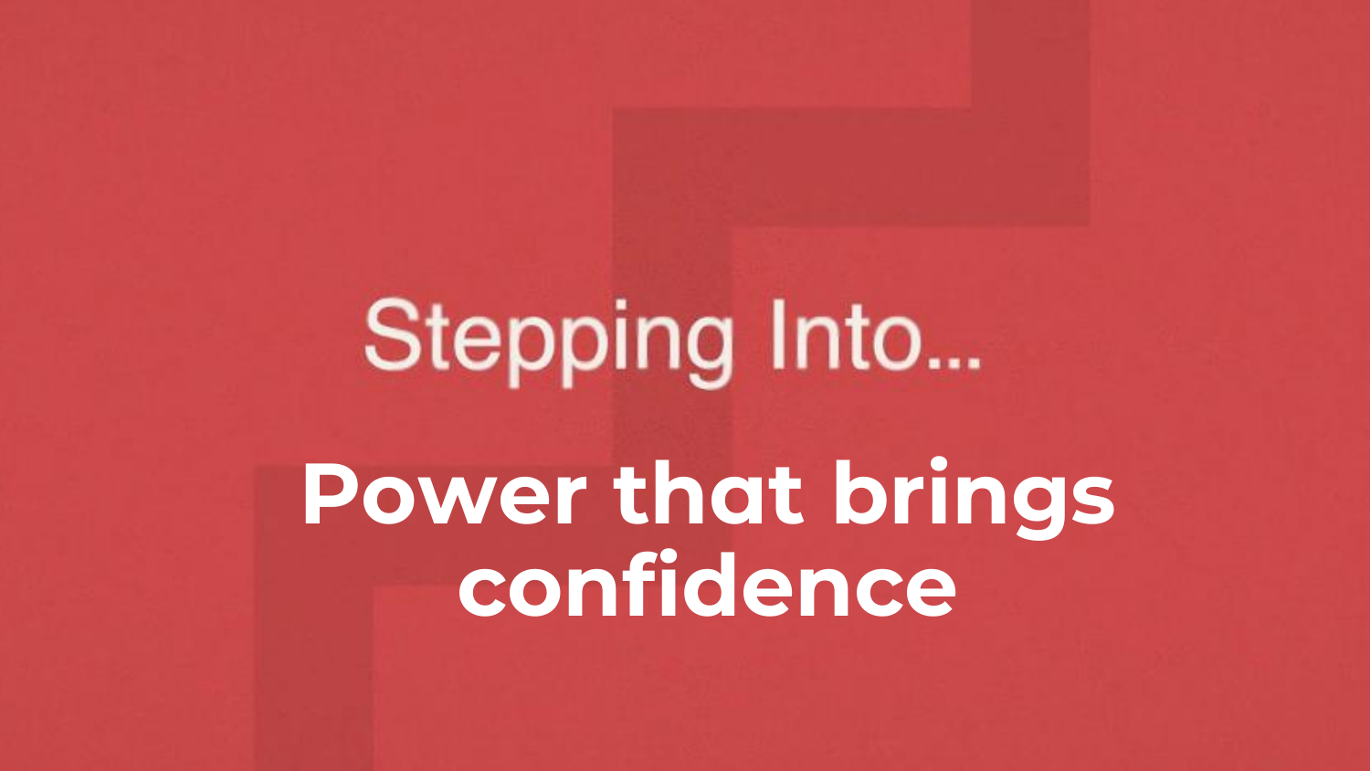Stepping Into...

# Power that brings confidence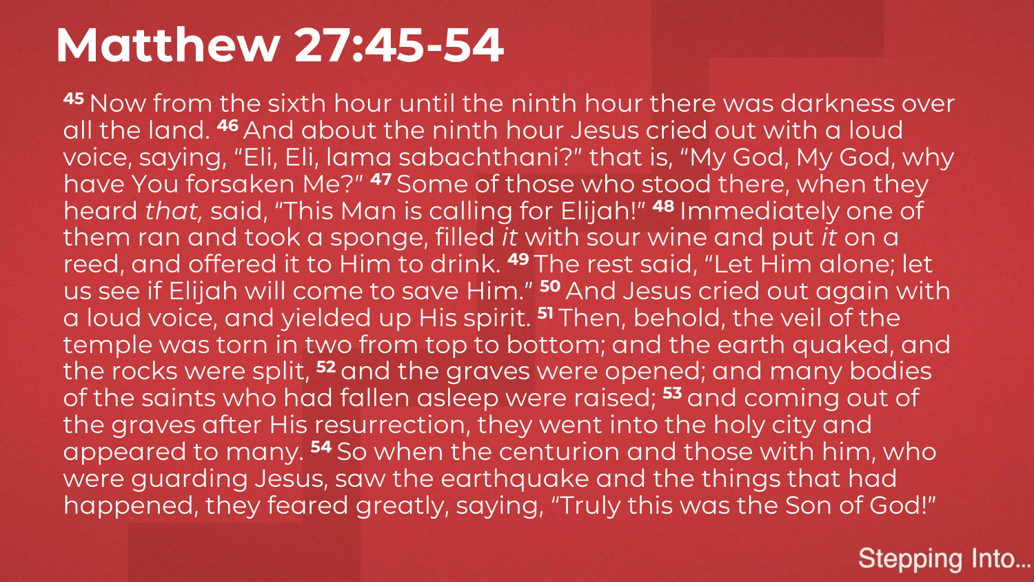# Matthew 27:45-54

[45] Now from the sixth hour until the ninth hour there was darkness over all the land. [46] And about the ninth hour Jesus cried out with a loud voice, saying, "Eli, Eli, lama sabachthani?" that is, "My God, My God, why have You forsaken Me?" [47] Some of those who stood there, when they heard *that,* said, "This Man is calling for Elijah!" [48] Immediately one of them ran and took a sponge, filled *it* with sour wine and put *it* on a reed, and offered it to Him to drink. [49] The rest said, "Let Him alone; let us see if Elijah will come to save Him." [50] And Jesus cried out again with a loud voice, and yielded up His spirit. [51] Then, behold, the veil of the temple was torn in two from top to bottom; and the earth quaked, and the rocks were split, [52] and the graves were opened; and many bodies of the saints who had fallen asleep were raised; [53] and coming out of the graves after His resurrection, they went into the holy city and appeared to many. [54] So when the centurion and those with him, who were guarding Jesus, saw the earthquake and the things that had happened, they feared greatly, saying, "Truly this was the Son of God!"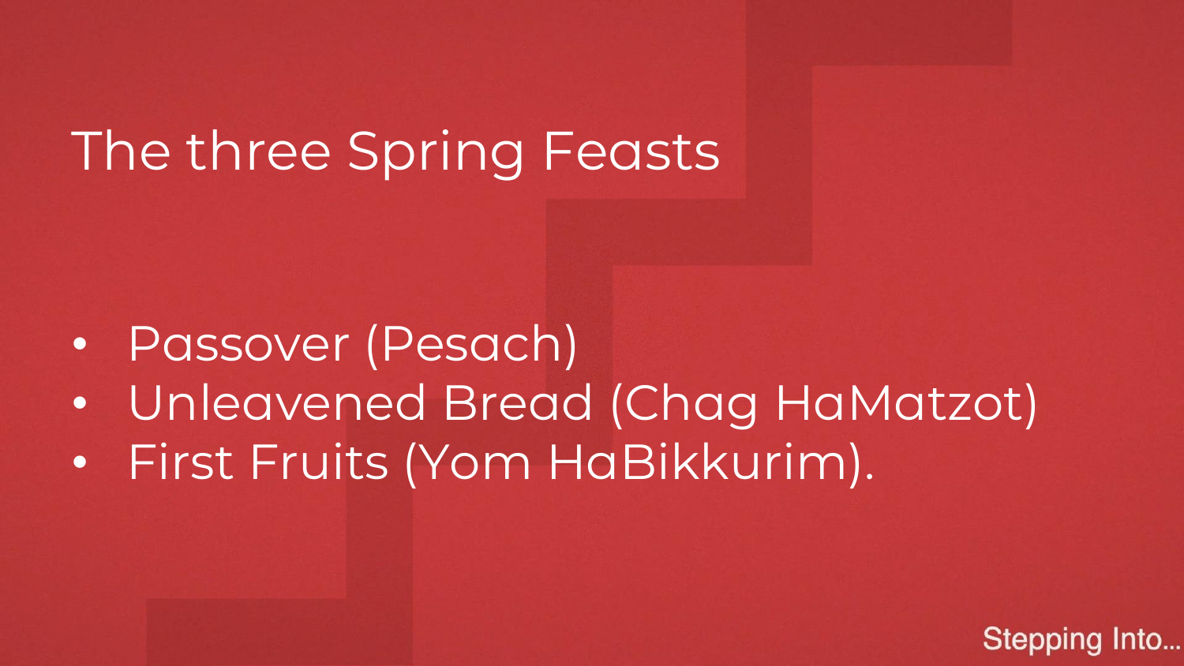# The three Spring Feasts

- Passover (Pesach)
- Unleavened Bread (Chag HaMatzot)
- First Fruits (Yom HaBikkurim).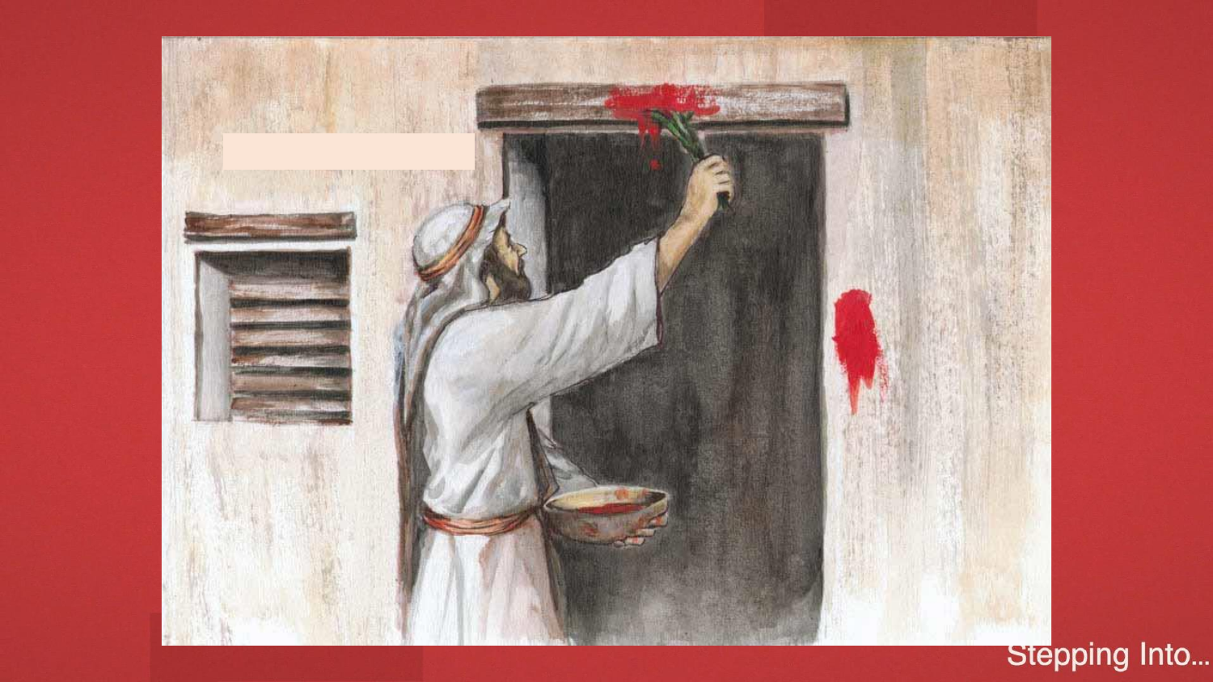Stepping Into...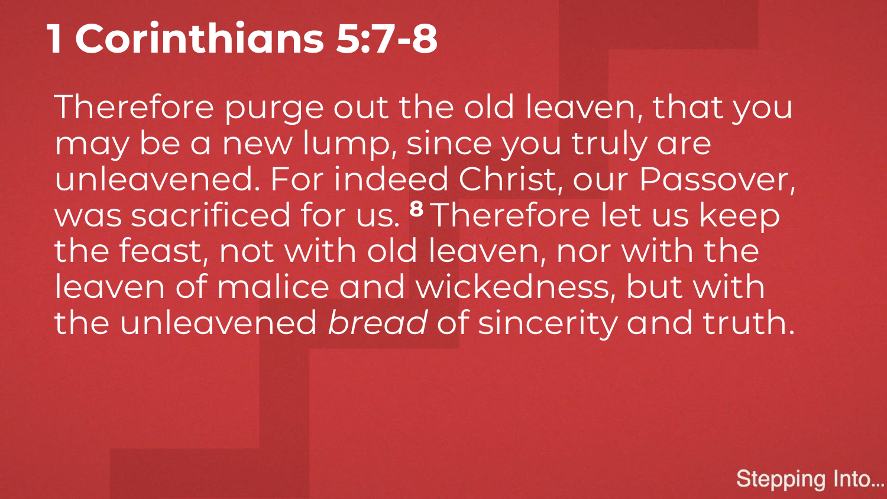# 1 Corinthians 5:7-8

Therefore purge out the old leaven, that you may be a new lump, since you truly are unleavened. For indeed Christ, our Passover, was sacrificed for us. [8] Therefore let us keep the feast, not with old leaven, nor with the leaven of malice and wickedness, but with the unleavened *bread* of sincerity and truth.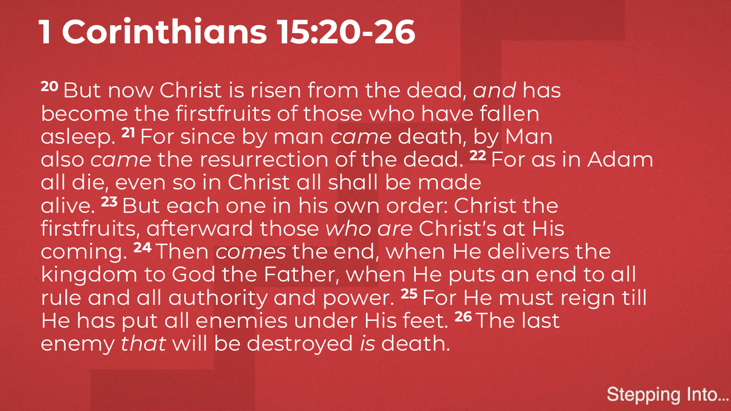# 1 Corinthians 15:20-26

[20] But now Christ is risen from the dead, *and* has become the firstfruits of those who have fallen asleep. [21] For since by man *came* death, by Man also *came* the resurrection of the dead. [22] For as in Adam all die, even so in Christ all shall be made alive. [23] But each one in his own order: Christ the firstfruits, afterward those *who are* Christ's at His coming. [24] Then *comes* the end, when He delivers the kingdom to God the Father, when He puts an end to all rule and all authority and power. [25] For He must reign till He has put all enemies under His feet. [26] The last enemy *that* will be destroyed *is* death.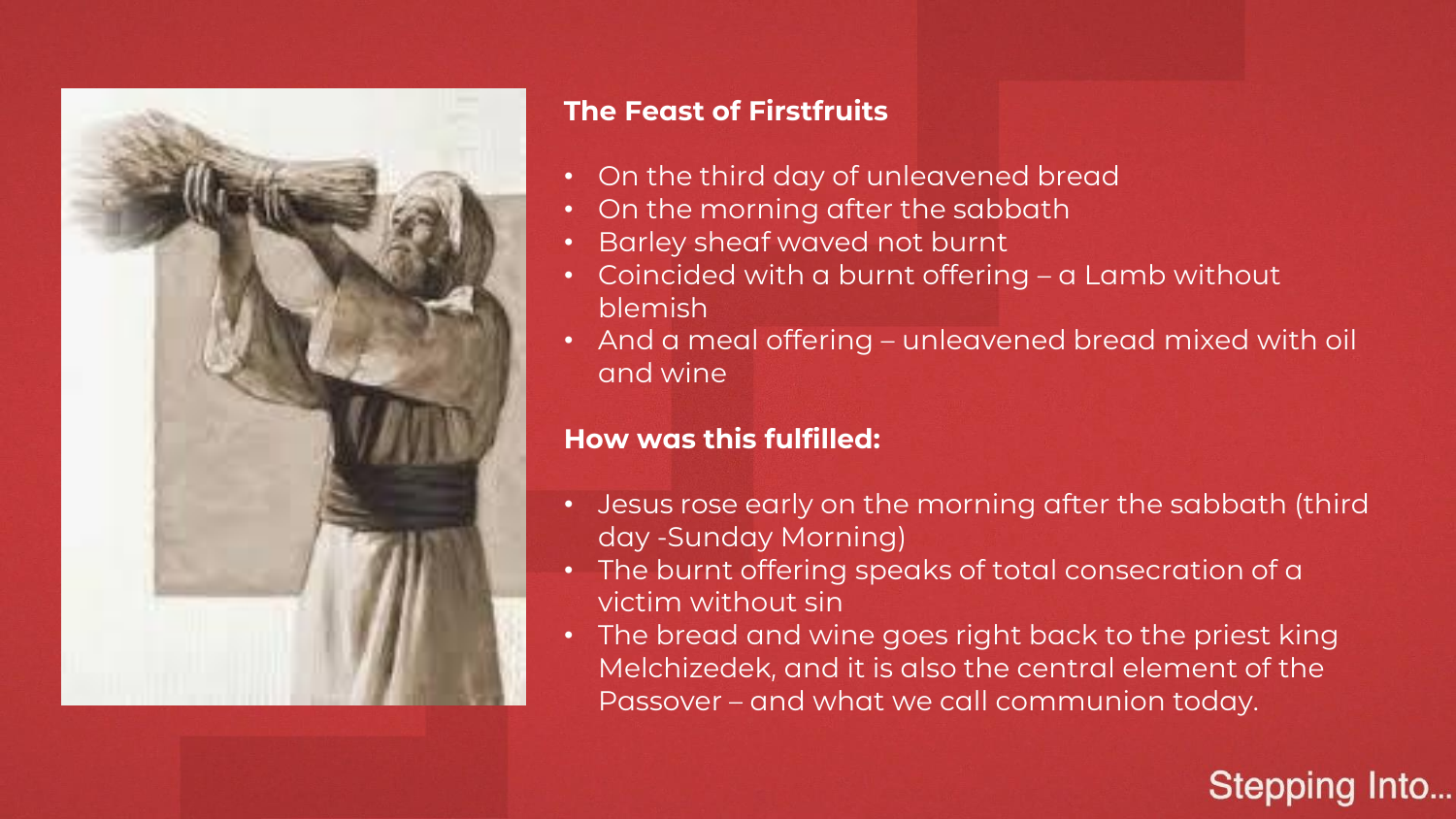## The Feast of Firstfruits

- On the third day of unleavened bread
- On the morning after the sabbath
- Barley sheaf waved not burnt
- Coincided with a burnt offering – a Lamb without blemish
- And a meal offering – unleavened bread mixed with oil and wine

## How was this fulfilled:

- Jesus rose early on the morning after the sabbath (third day -Sunday Morning)
- The burnt offering speaks of total consecration of a victim without sin
- The bread and wine goes right back to the priest king Melchizedek, and it is also the central element of the Passover – and what we call communion today.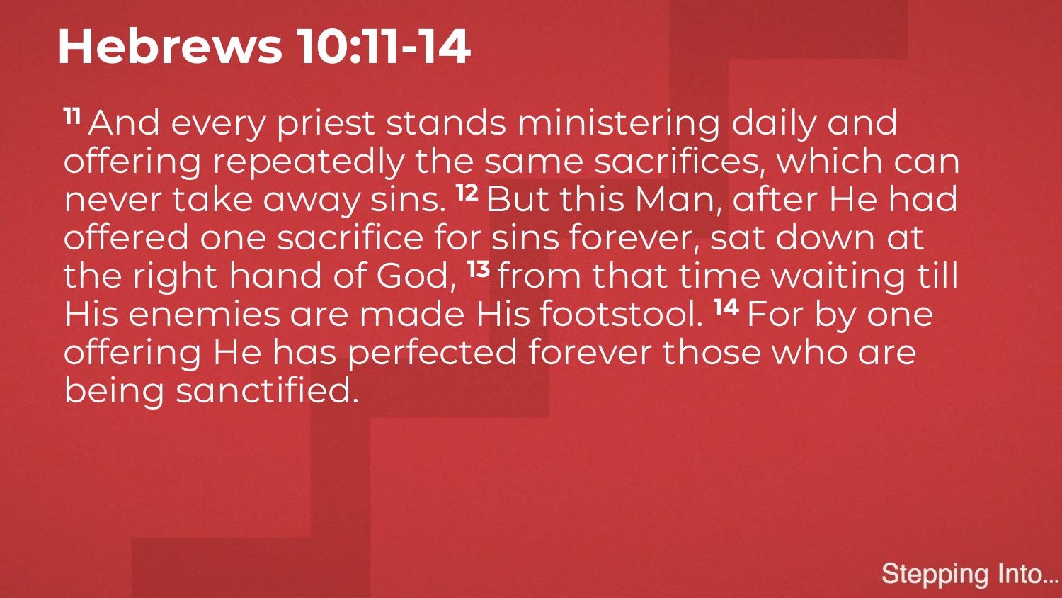# Hebrews 10:11-14

[11] And every priest stands ministering daily and offering repeatedly the same sacrifices, which can never take away sins. [12] But this Man, after He had offered one sacrifice for sins forever, sat down at the right hand of God, [13] from that time waiting till His enemies are made His footstool. [14] For by one offering He has perfected forever those who are being sanctified.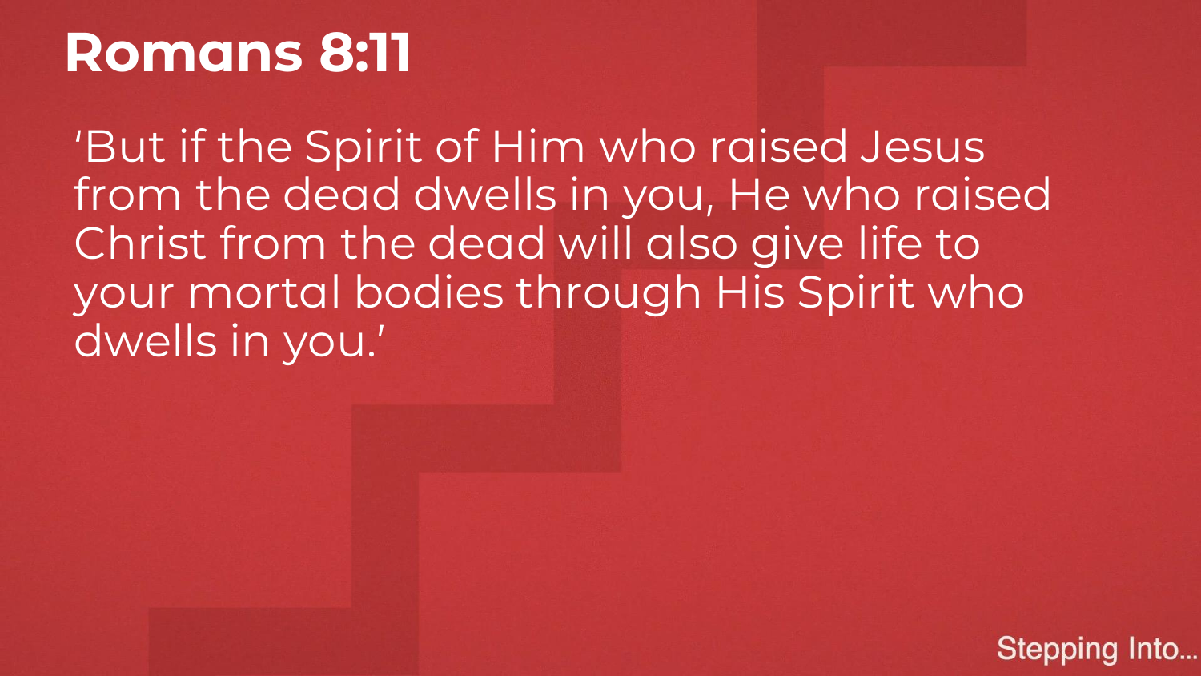# Romans 8:11

'But if the Spirit of Him who raised Jesus from the dead dwells in you, He who raised Christ from the dead will also give life to your mortal bodies through His Spirit who dwells in you.'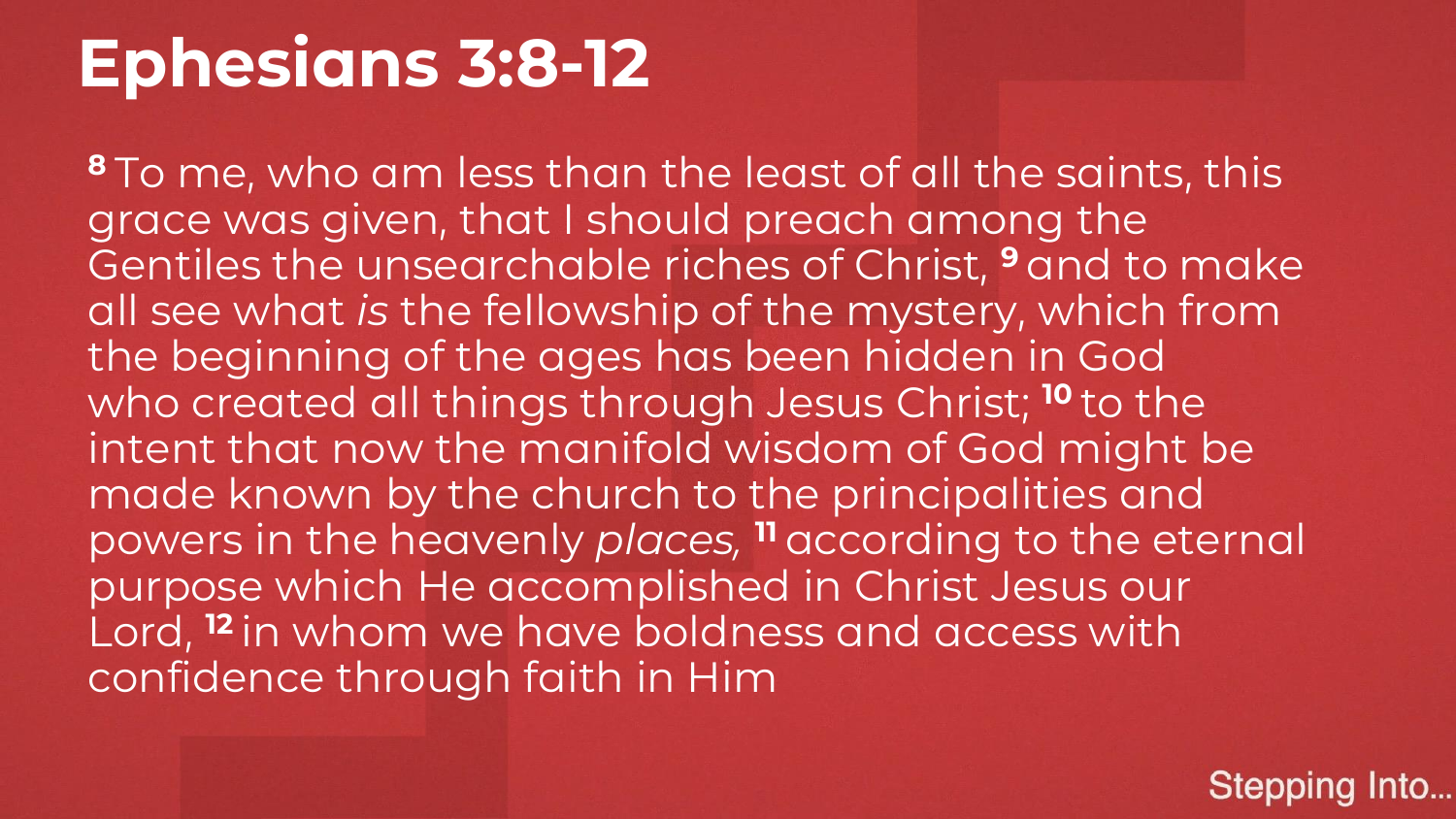# Ephesians 3:8-12

[8] To me, who am less than the least of all the saints, this grace was given, that I should preach among the Gentiles the unsearchable riches of Christ, [9] and to make all see what *is* the fellowship of the mystery, which from the beginning of the ages has been hidden in God who created all things through Jesus Christ; [10] to the intent that now the manifold wisdom of God might be made known by the church to the principalities and powers in the heavenly *places,* [11] according to the eternal purpose which He accomplished in Christ Jesus our Lord, [12] in whom we have boldness and access with confidence through faith in Him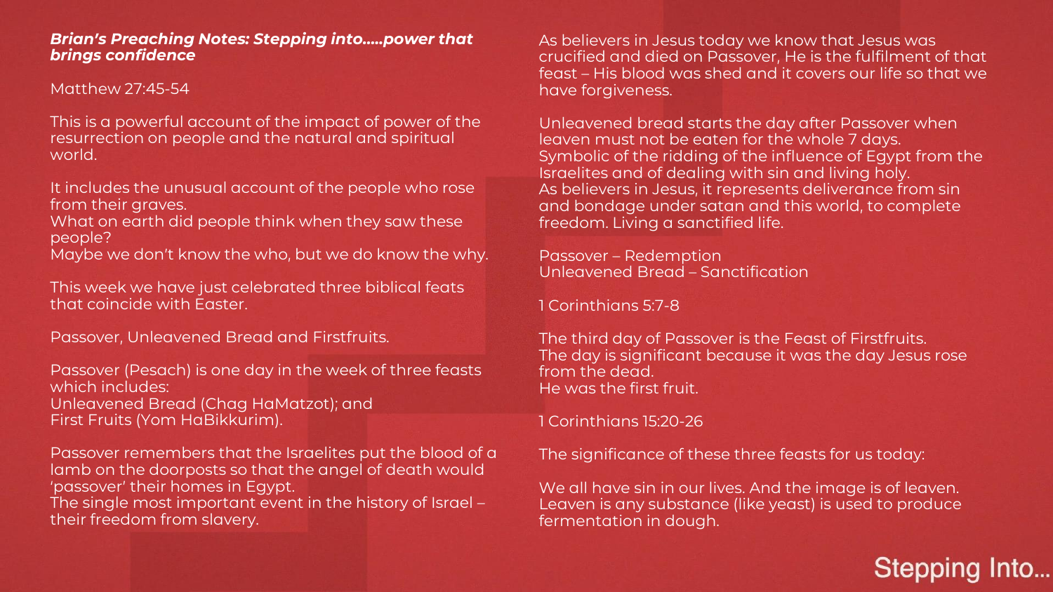***Brian's Preaching Notes: Stepping into.....power that brings confidence***

Matthew 27:45-54

This is a powerful account of the impact of power of the resurrection on people and the natural and spiritual world.

It includes the unusual account of the people who rose from their graves.
What on earth did people think when they saw these people?
Maybe we don't know the who, but we do know the why.

This week we have just celebrated three biblical feats that coincide with Easter.

Passover, Unleavened Bread and Firstfruits.

Passover (Pesach) is one day in the week of three feasts which includes:
Unleavened Bread (Chag HaMatzot); and
First Fruits (Yom HaBikkurim).

Passover remembers that the Israelites put the blood of a lamb on the doorposts so that the angel of death would 'passover' their homes in Egypt.
The single most important event in the history of Israel – their freedom from slavery.

As believers in Jesus today we know that Jesus was crucified and died on Passover, He is the fulfilment of that feast – His blood was shed and it covers our life so that we have forgiveness.

Unleavened bread starts the day after Passover when leaven must not be eaten for the whole 7 days.
Symbolic of the ridding of the influence of Egypt from the Israelites and of dealing with sin and living holy.
As believers in Jesus, it represents deliverance from sin and bondage under satan and this world, to complete freedom. Living a sanctified life.

Passover – Redemption
Unleavened Bread – Sanctification

1 Corinthians 5:7-8

The third day of Passover is the Feast of Firstfruits.
The day is significant because it was the day Jesus rose from the dead.
He was the first fruit.

1 Corinthians 15:20-26

The significance of these three feasts for us today:

We all have sin in our lives. And the image is of leaven. Leaven is any substance (like yeast) is used to produce fermentation in dough.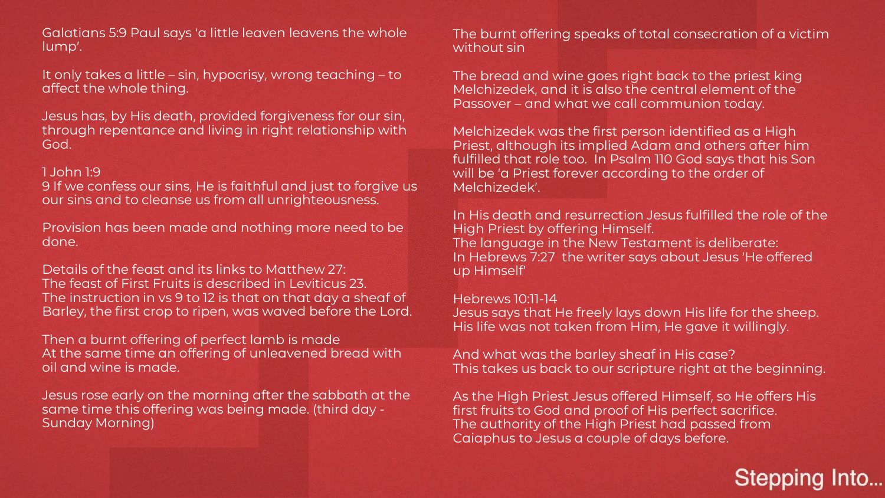Galatians 5:9 Paul says 'a little leaven leavens the whole lump'.

It only takes a little – sin, hypocrisy, wrong teaching – to affect the whole thing.

Jesus has, by His death, provided forgiveness for our sin, through repentance and living in right relationship with God.

1 John 1:9
9 If we confess our sins, He is faithful and just to forgive us our sins and to cleanse us from all unrighteousness.

Provision has been made and nothing more need to be done.

Details of the feast and its links to Matthew 27:
The feast of First Fruits is described in Leviticus 23.
The instruction in vs 9 to 12 is that on that day a sheaf of Barley, the first crop to ripen, was waved before the Lord.

Then a burnt offering of perfect lamb is made
At the same time an offering of unleavened bread with oil and wine is made.

Jesus rose early on the morning after the sabbath at the same time this offering was being made. (third day - Sunday Morning)

The burnt offering speaks of total consecration of a victim without sin

The bread and wine goes right back to the priest king Melchizedek, and it is also the central element of the Passover – and what we call communion today.

Melchizedek was the first person identified as a High Priest, although its implied Adam and others after him fulfilled that role too. In Psalm 110 God says that his Son will be 'a Priest forever according to the order of Melchizedek'.

In His death and resurrection Jesus fulfilled the role of the High Priest by offering Himself.
The language in the New Testament is deliberate:
In Hebrews 7:27 the writer says about Jesus 'He offered up Himself'

Hebrews 10:11-14
Jesus says that He freely lays down His life for the sheep. His life was not taken from Him, He gave it willingly.

And what was the barley sheaf in His case?
This takes us back to our scripture right at the beginning.

As the High Priest Jesus offered Himself, so He offers His first fruits to God and proof of His perfect sacrifice.
The authority of the High Priest had passed from Caiaphus to Jesus a couple of days before.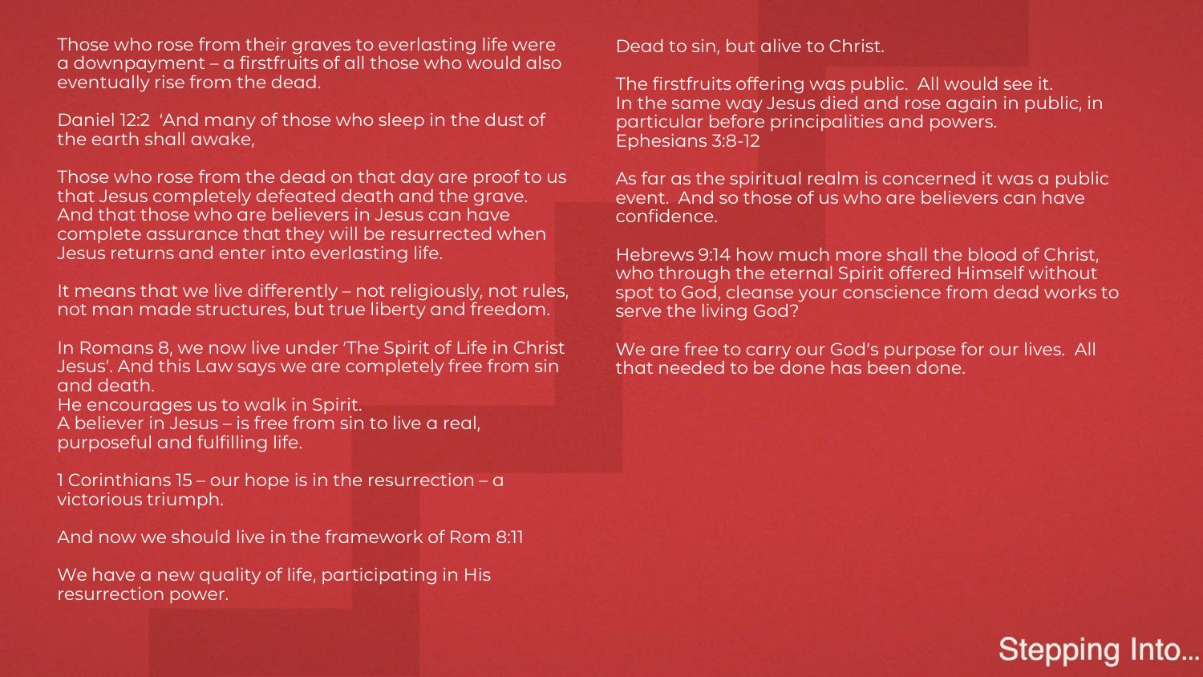Those who rose from their graves to everlasting life were a downpayment – a firstfruits of all those who would also eventually rise from the dead.

Daniel 12:2 'And many of those who sleep in the dust of the earth shall awake,

Those who rose from the dead on that day are proof to us that Jesus completely defeated death and the grave. And that those who are believers in Jesus can have complete assurance that they will be resurrected when Jesus returns and enter into everlasting life.

It means that we live differently – not religiously, not rules, not man made structures, but true liberty and freedom.

In Romans 8, we now live under 'The Spirit of Life in Christ Jesus'. And this Law says we are completely free from sin and death.
He encourages us to walk in Spirit.
A believer in Jesus – is free from sin to live a real, purposeful and fulfilling life.

1 Corinthians 15 – our hope is in the resurrection – a victorious triumph.

And now we should live in the framework of Rom 8:11

We have a new quality of life, participating in His resurrection power.

Dead to sin, but alive to Christ.

The firstfruits offering was public. All would see it.
In the same way Jesus died and rose again in public, in particular before principalities and powers.
Ephesians 3:8-12

As far as the spiritual realm is concerned it was a public event. And so those of us who are believers can have confidence.

Hebrews 9:14 how much more shall the blood of Christ, who through the eternal Spirit offered Himself without spot to God, cleanse your conscience from dead works to serve the living God?

We are free to carry our God's purpose for our lives. All that needed to be done has been done.

Stepping Into...